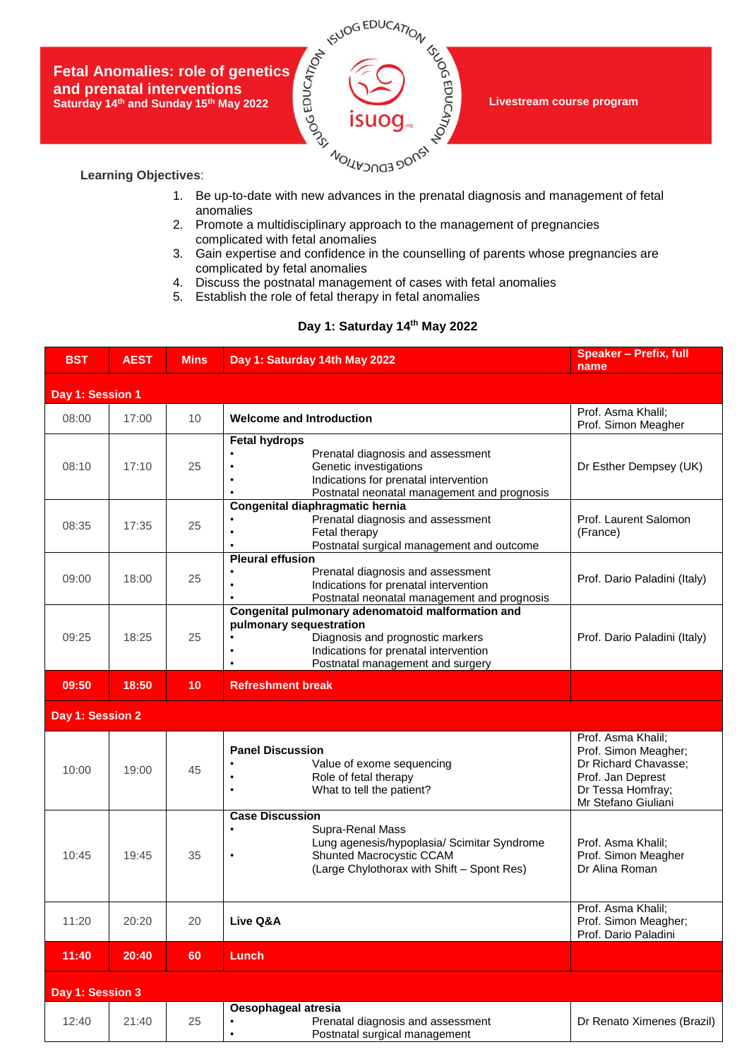# Fetal Anomalies: role of genetics and prenatal interventions

**Saturday 14th and Sunday 15th May 2022**

**Livestream course program**

**Learning Objectives**:

1. Be up-to-date with new advances in the prenatal diagnosis and management of fetal anomalies
2. Promote a multidisciplinary approach to the management of pregnancies complicated with fetal anomalies
3. Gain expertise and confidence in the counselling of parents whose pregnancies are complicated by fetal anomalies
4. Discuss the postnatal management of cases with fetal anomalies
5. Establish the role of fetal therapy in fetal anomalies

## Day 1: Saturday 14th May 2022

| BST | AEST | Mins | Day 1: Saturday 14th May 2022 | Speaker – Prefix, full name |
|---|---|---|---|---|
| **Day 1: Session 1** | | | | |
| 08:00 | 17:00 | 10 | **Welcome and Introduction** | Prof. Asma Khalil; Prof. Simon Meagher |
| 08:10 | 17:10 | 25 | **Fetal hydrops**<br>• Prenatal diagnosis and assessment<br>• Genetic investigations<br>• Indications for prenatal intervention<br>• Postnatal neonatal management and prognosis | Dr Esther Dempsey (UK) |
| 08:35 | 17:35 | 25 | **Congenital diaphragmatic hernia**<br>• Prenatal diagnosis and assessment<br>• Fetal therapy<br>• Postnatal surgical management and outcome | Prof. Laurent Salomon (France) |
| 09:00 | 18:00 | 25 | **Pleural effusion**<br>• Prenatal diagnosis and assessment<br>• Indications for prenatal intervention<br>• Postnatal neonatal management and prognosis | Prof. Dario Paladini (Italy) |
| 09:25 | 18:25 | 25 | **Congenital pulmonary adenomatoid malformation and pulmonary sequestration**<br>• Diagnosis and prognostic markers<br>• Indications for prenatal intervention<br>• Postnatal management and surgery | Prof. Dario Paladini (Italy) |
| **09:50** | **18:50** | **10** | **Refreshment break** | |
| **Day 1: Session 2** | | | | |
| 10:00 | 19:00 | 45 | **Panel Discussion**<br>• Value of exome sequencing<br>• Role of fetal therapy<br>• What to tell the patient? | Prof. Asma Khalil; Prof. Simon Meagher; Dr Richard Chavasse; Prof. Jan Deprest; Dr Tessa Homfray; Mr Stefano Giuliani |
| 10:45 | 19:45 | 35 | **Case Discussion**<br>• Supra-Renal Mass<br>Lung agenesis/hypoplasia/ Scimitar Syndrome<br>• Shunted Macrocystic CCAM<br>(Large Chylothorax with Shift – Spont Res) | Prof. Asma Khalil; Prof. Simon Meagher; Dr Alina Roman |
| 11:20 | 20:20 | 20 | **Live Q&A** | Prof. Asma Khalil; Prof. Simon Meagher; Prof. Dario Paladini |
| **11:40** | **20:40** | **60** | **Lunch** | |
| **Day 1: Session 3** | | | | |
| 12:40 | 21:40 | 25 | **Oesophageal atresia**<br>• Prenatal diagnosis and assessment<br>• Postnatal surgical management | Dr Renato Ximenes (Brazil) |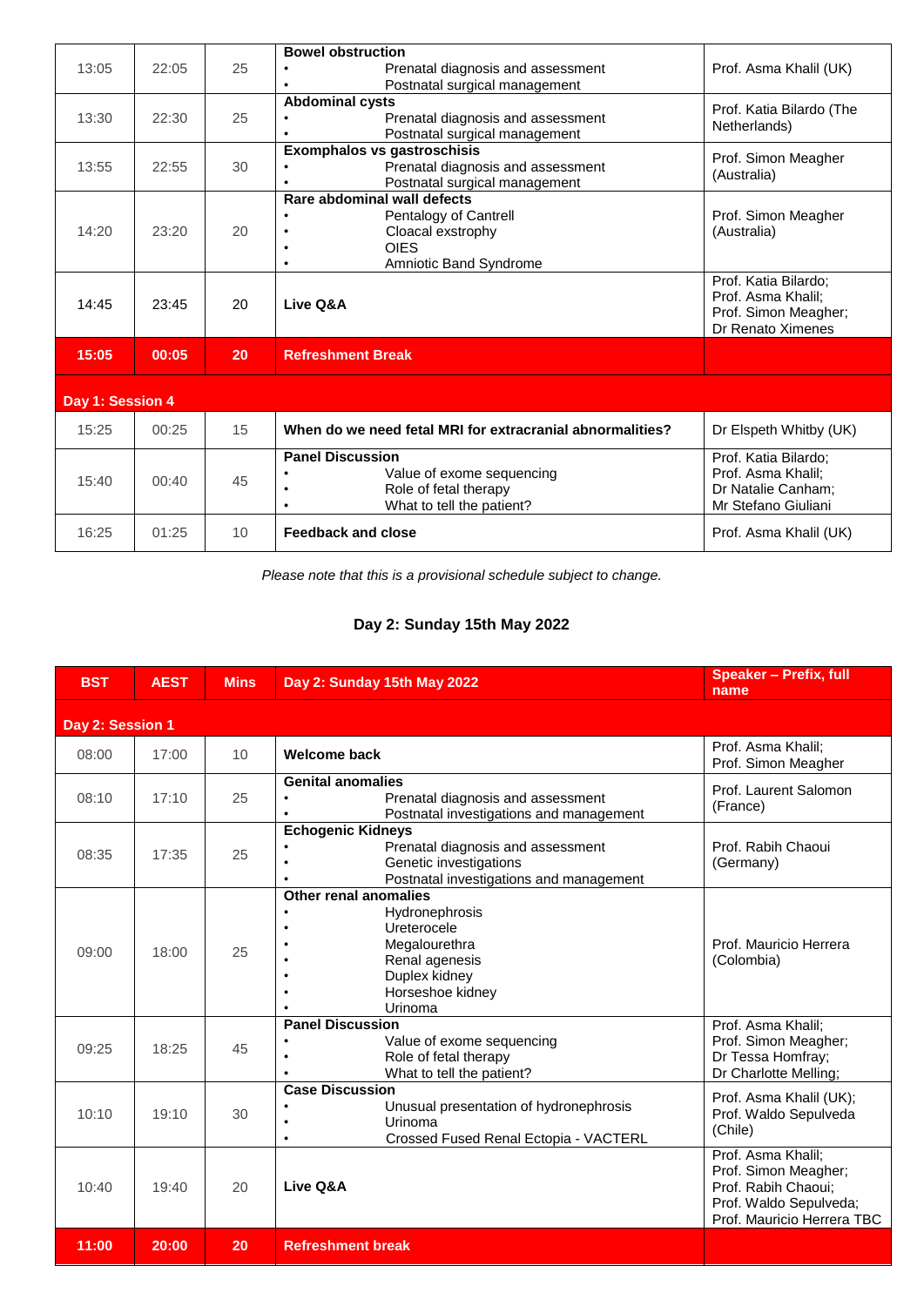| | | | | |
|---|---|---|---|---|
| 13:05 | 22:05 | 25 | **Bowel obstruction**<br>• Prenatal diagnosis and assessment<br>• Postnatal surgical management | Prof. Asma Khalil (UK) |
| 13:30 | 22:30 | 25 | **Abdominal cysts**<br>• Prenatal diagnosis and assessment<br>• Postnatal surgical management | Prof. Katia Bilardo (The Netherlands) |
| 13:55 | 22:55 | 30 | **Exomphalos vs gastroschisis**<br>• Prenatal diagnosis and assessment<br>• Postnatal surgical management | Prof. Simon Meagher (Australia) |
| 14:20 | 23:20 | 20 | **Rare abdominal wall defects**<br>• Pentalogy of Cantrell<br>• Cloacal exstrophy<br>• OIES<br>• Amniotic Band Syndrome | Prof. Simon Meagher (Australia) |
| 14:45 | 23:45 | 20 | **Live Q&A** | Prof. Katia Bilardo;<br>Prof. Asma Khalil;<br>Prof. Simon Meagher;<br>Dr Renato Ximenes |
| **15:05** | **00:05** | **20** | **Refreshment Break** | |
| **Day 1: Session 4** | | | | |
| 15:25 | 00:25 | 15 | **When do we need fetal MRI for extracranial abnormalities?** | Dr Elspeth Whitby (UK) |
| 15:40 | 00:40 | 45 | **Panel Discussion**<br>• Value of exome sequencing<br>• Role of fetal therapy<br>• What to tell the patient? | Prof. Katia Bilardo;<br>Prof. Asma Khalil;<br>Dr Natalie Canham;<br>Mr Stefano Giuliani |
| 16:25 | 01:25 | 10 | **Feedback and close** | Prof. Asma Khalil (UK) |

*Please note that this is a provisional schedule subject to change.*

## Day 2: Sunday 15th May 2022

| BST | AEST | Mins | Day 2: Sunday 15th May 2022 | Speaker – Prefix, full name |
|---|---|---|---|---|
| **Day 2: Session 1** | | | | |
| 08:00 | 17:00 | 10 | **Welcome back** | Prof. Asma Khalil;<br>Prof. Simon Meagher |
| 08:10 | 17:10 | 25 | **Genital anomalies**<br>• Prenatal diagnosis and assessment<br>• Postnatal investigations and management | Prof. Laurent Salomon (France) |
| 08:35 | 17:35 | 25 | **Echogenic Kidneys**<br>• Prenatal diagnosis and assessment<br>• Genetic investigations<br>• Postnatal investigations and management | Prof. Rabih Chaoui (Germany) |
| 09:00 | 18:00 | 25 | **Other renal anomalies**<br>• Hydronephrosis<br>• Ureterocele<br>• Megalourethra<br>• Renal agenesis<br>• Duplex kidney<br>• Horseshoe kidney<br>• Urinoma | Prof. Mauricio Herrera (Colombia) |
| 09:25 | 18:25 | 45 | **Panel Discussion**<br>• Value of exome sequencing<br>• Role of fetal therapy<br>• What to tell the patient? | Prof. Asma Khalil;<br>Prof. Simon Meagher;<br>Dr Tessa Homfray;<br>Dr Charlotte Melling; |
| 10:10 | 19:10 | 30 | **Case Discussion**<br>• Unusual presentation of hydronephrosis<br>• Urinoma<br>• Crossed Fused Renal Ectopia - VACTERL | Prof. Asma Khalil (UK);<br>Prof. Waldo Sepulveda (Chile) |
| 10:40 | 19:40 | 20 | **Live Q&A** | Prof. Asma Khalil;<br>Prof. Simon Meagher;<br>Prof. Rabih Chaoui;<br>Prof. Waldo Sepulveda;<br>Prof. Mauricio Herrera TBC |
| **11:00** | **20:00** | **20** | **Refreshment break** | |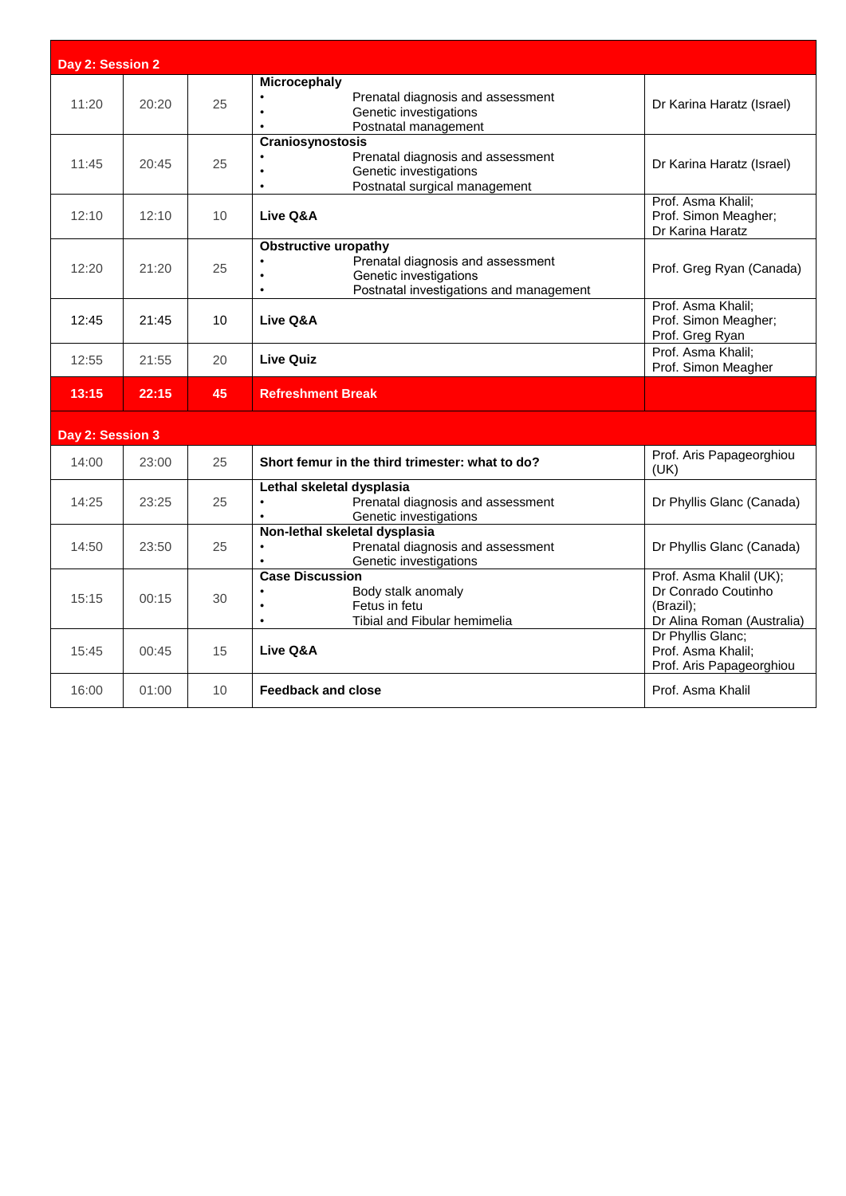| | | | | |
|---|---|---|---|---|
| **Day 2: Session 2** | | | | |
| 11:20 | 20:20 | 25 | **Microcephaly**<br>• Prenatal diagnosis and assessment<br>• Genetic investigations<br>• Postnatal management | Dr Karina Haratz (Israel) |
| 11:45 | 20:45 | 25 | **Craniosynostosis**<br>• Prenatal diagnosis and assessment<br>• Genetic investigations<br>• Postnatal surgical management | Dr Karina Haratz (Israel) |
| 12:10 | 12:10 | 10 | **Live Q&A** | Prof. Asma Khalil;<br>Prof. Simon Meagher;<br>Dr Karina Haratz |
| 12:20 | 21:20 | 25 | **Obstructive uropathy**<br>• Prenatal diagnosis and assessment<br>• Genetic investigations<br>• Postnatal investigations and management | Prof. Greg Ryan (Canada) |
| 12:45 | 21:45 | 10 | **Live Q&A** | Prof. Asma Khalil;<br>Prof. Simon Meagher;<br>Prof. Greg Ryan |
| 12:55 | 21:55 | 20 | **Live Quiz** | Prof. Asma Khalil;<br>Prof. Simon Meagher |
| **13:15** | **22:15** | **45** | **Refreshment Break** | |
| **Day 2: Session 3** | | | | |
| 14:00 | 23:00 | 25 | **Short femur in the third trimester: what to do?** | Prof. Aris Papageorghiou (UK) |
| 14:25 | 23:25 | 25 | **Lethal skeletal dysplasia**<br>• Prenatal diagnosis and assessment<br>• Genetic investigations | Dr Phyllis Glanc (Canada) |
| 14:50 | 23:50 | 25 | **Non-lethal skeletal dysplasia**<br>• Prenatal diagnosis and assessment<br>• Genetic investigations | Dr Phyllis Glanc (Canada) |
| 15:15 | 00:15 | 30 | **Case Discussion**<br>• Body stalk anomaly<br>• Fetus in fetu<br>• Tibial and Fibular hemimelia | Prof. Asma Khalil (UK);<br>Dr Conrado Coutinho (Brazil);<br>Dr Alina Roman (Australia) |
| 15:45 | 00:45 | 15 | **Live Q&A** | Dr Phyllis Glanc;<br>Prof. Asma Khalil;<br>Prof. Aris Papageorghiou |
| 16:00 | 01:00 | 10 | **Feedback and close** | Prof. Asma Khalil |